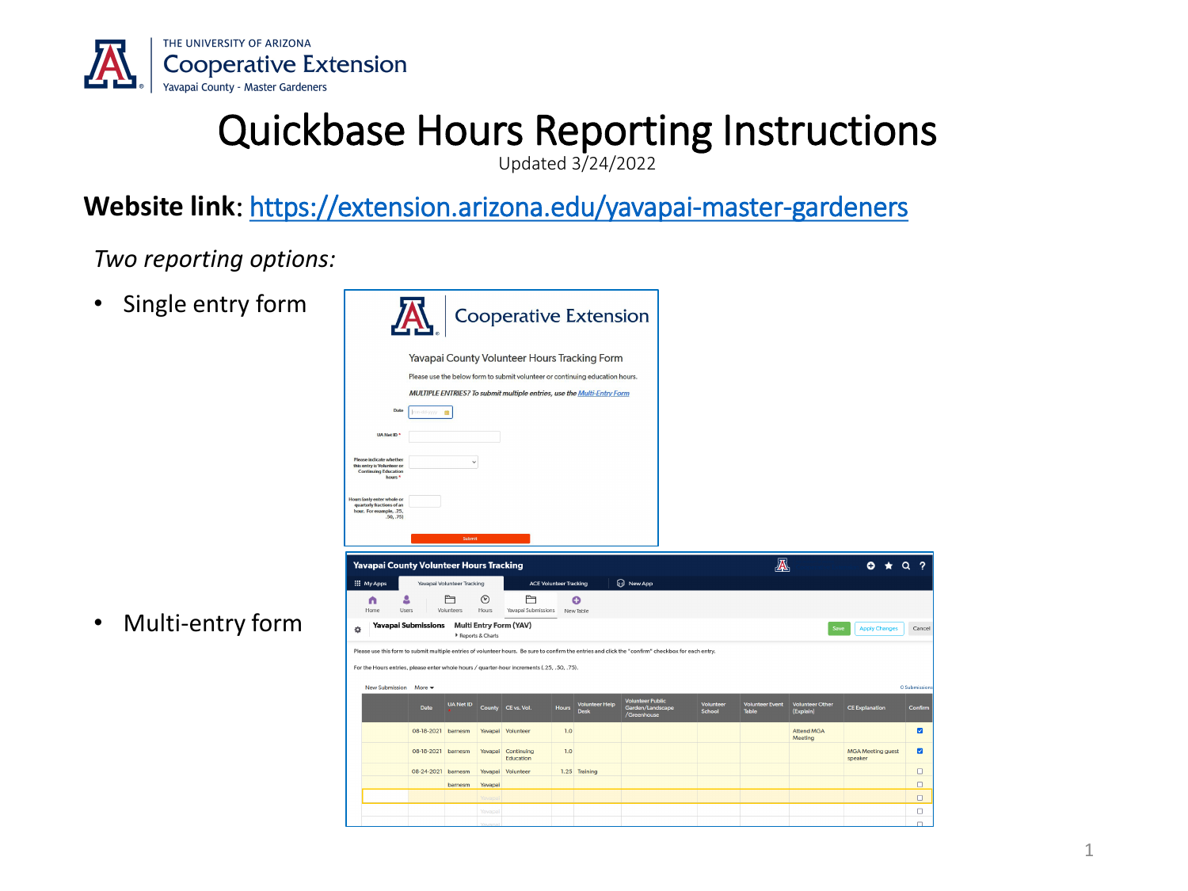THE UNIVERSITY OF ARIZONA
Cooperative Extension
Yavapai County - Master Gardeners

# Quickbase Hours Reporting Instructions

Updated 3/24/2022

**Website link**: https://extension.arizona.edu/yavapai-master-gardeners

*Two reporting options:*

- Single entry form
- Multi-entry form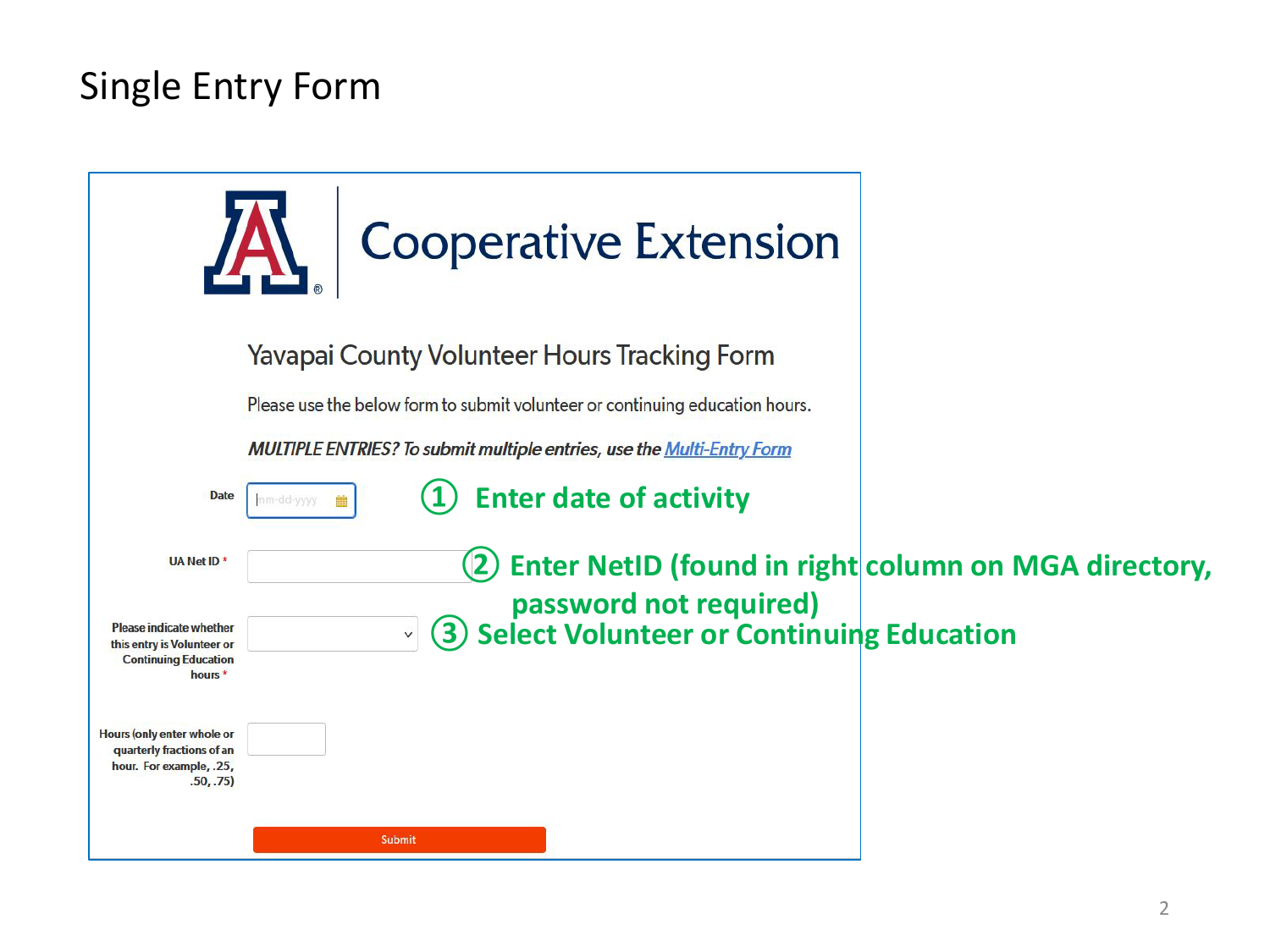# Single Entry Form

Cooperative Extension

## Yavapai County Volunteer Hours Tracking Form

Please use the below form to submit volunteer or continuing education hours.

***MULTIPLE ENTRIES? To submit multiple entries, use the*** [Multi-Entry Form]()

Date mm-dd-yyyy

① **Enter date of activity**

UA Net ID *

② **Enter NetID (found in right column on MGA directory, password not required)**

Please indicate whether this entry is Volunteer or Continuing Education hours *

③ **Select Volunteer or Continuing Education**

Hours (only enter whole or quarterly fractions of an hour. For example, .25, .50, .75)

Submit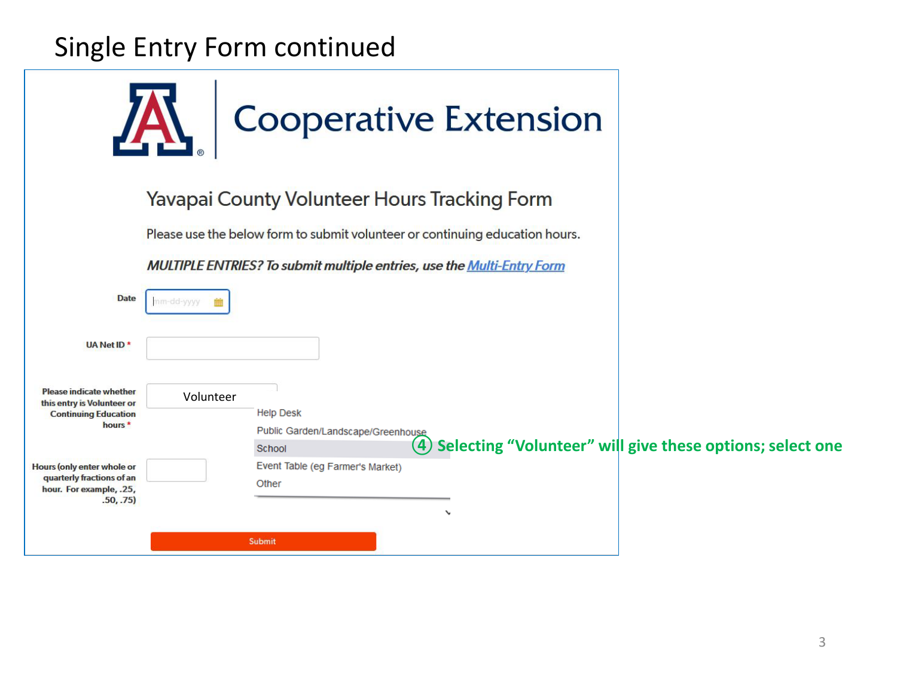# Single Entry Form continued

Cooperative Extension

## Yavapai County Volunteer Hours Tracking Form

Please use the below form to submit volunteer or continuing education hours.

***MULTIPLE ENTRIES? To submit multiple entries, use the Multi-Entry Form***

**Date** mm-dd-yyyy

**UA Net ID** *

**Please indicate whether this entry is Volunteer or Continuing Education hours** *

Volunteer

- Help Desk
- Public Garden/Landscape/Greenhouse
- School
- Event Table (eg Farmer's Market)
- Other

**Hours (only enter whole or quarterly fractions of an hour. For example, .25, .50, .75)**

Submit

**④ Selecting "Volunteer" will give these options; select one**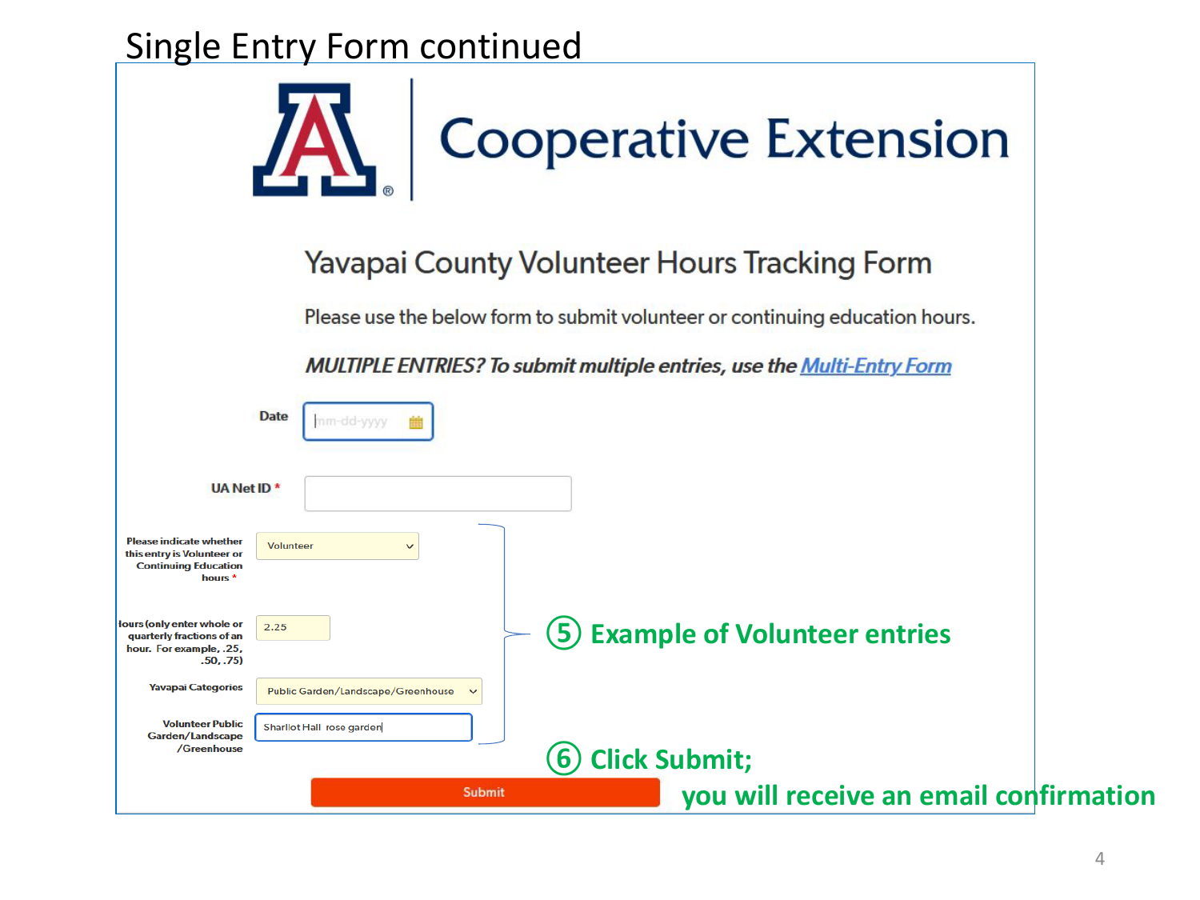# Single Entry Form continued

Cooperative Extension

## Yavapai County Volunteer Hours Tracking Form

Please use the below form to submit volunteer or continuing education hours.

***MULTIPLE ENTRIES? To submit multiple entries, use the Multi-Entry Form***

**Date** mm-dd-yyyy

**UA Net ID** *

**Please indicate whether this entry is Volunteer or Continuing Education hours** * Volunteer

**Hours (only enter whole or quarterly fractions of an hour. For example, .25, .50, .75)** 2.25

**Yavapai Categories** Public Garden/Landscape/Greenhouse

**Volunteer Public Garden/Landscape /Greenhouse** Sharlot Hall rose garden

**⑤ Example of Volunteer entries**

Submit

**⑥ Click Submit; you will receive an email confirmation**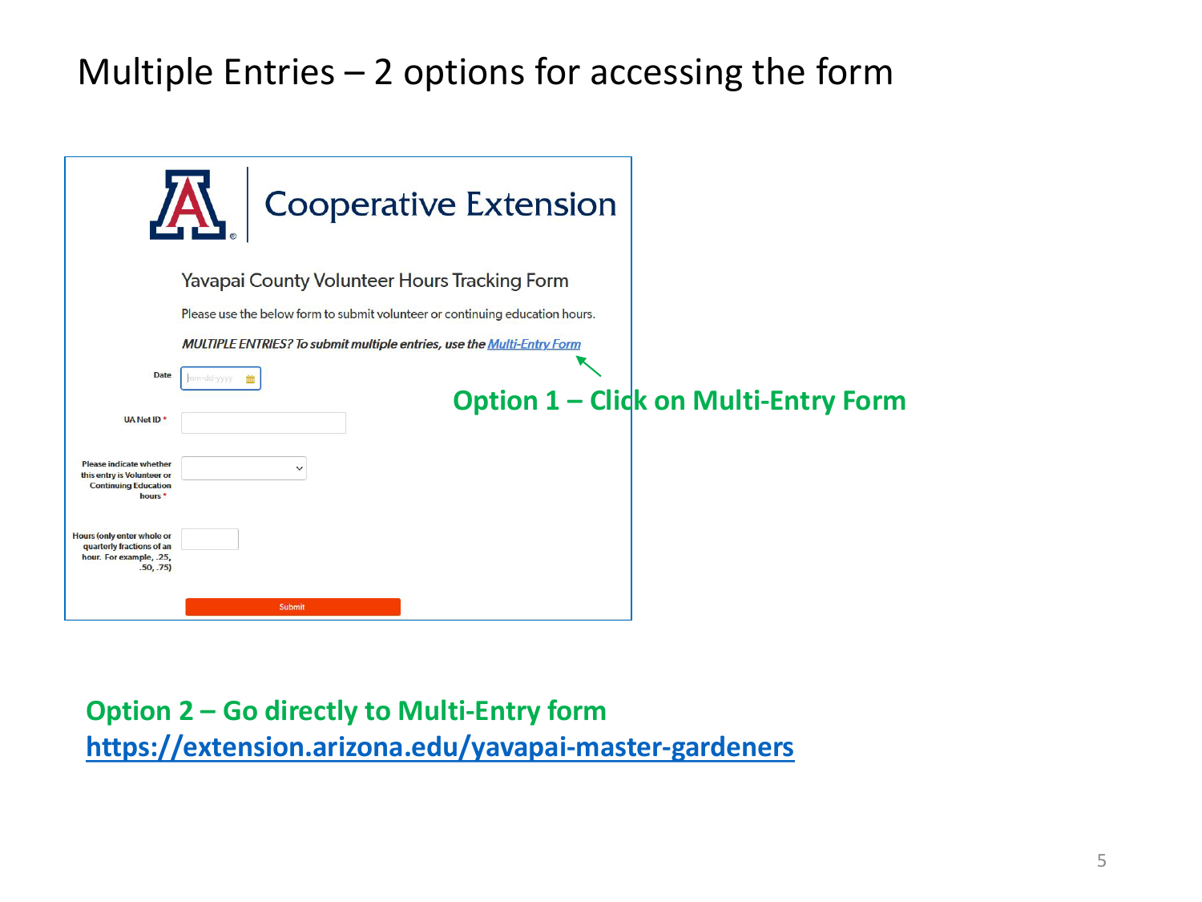# Multiple Entries – 2 options for accessing the form

Cooperative Extension

Yavapai County Volunteer Hours Tracking Form

Please use the below form to submit volunteer or continuing education hours.

*MULTIPLE ENTRIES? To submit multiple entries, use the* [*Multi-Entry Form*]()

Date

UA Net ID *

Please indicate whether this entry is Volunteer or Continuing Education hours *

Hours (only enter whole or quarterly fractions of an hour. For example, .25, .50, .75)

Submit

**Option 1 – Click on Multi-Entry Form**

**Option 2 – Go directly to Multi-Entry form**
**https://extension.arizona.edu/yavapai-master-gardeners**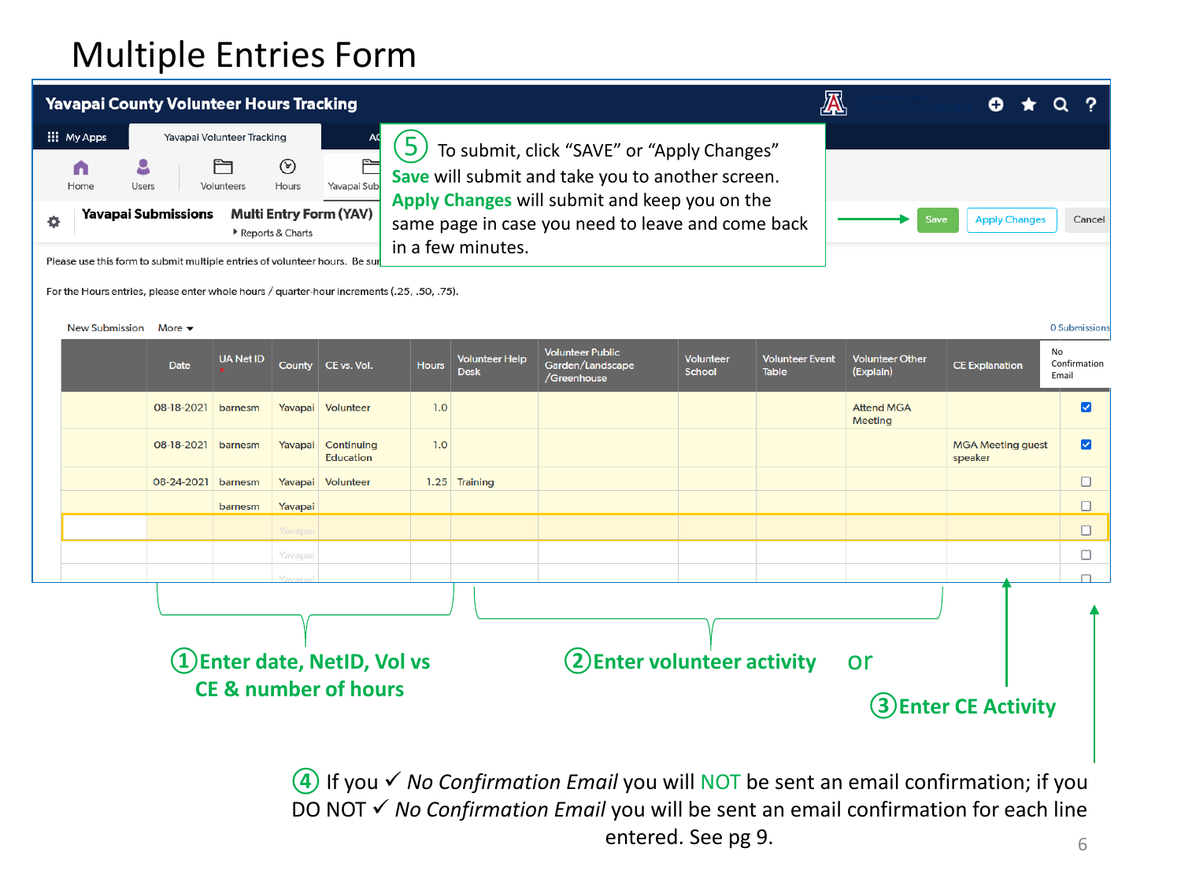# Multiple Entries Form

Yavapai County Volunteer Hours Tracking

My Apps | Yavapai Volunteer Tracking | AC

Home | Users | Volunteers | Hours | Yavapai Sub

**Yavapai Submissions** | **Multi Entry Form (YAV)**

▸ Reports & Charts

⑤ To submit, click "SAVE" or "Apply Changes"
**Save** will submit and take you to another screen.
**Apply Changes** will submit and keep you on the same page in case you need to leave and come back in a few minutes.

Save | Apply Changes | Cancel

Please use this form to submit multiple entries of volunteer hours. Be sur

For the Hours entries, please enter whole hours / quarter-hour increments (.25, .50, .75).

New Submission | More ▾ | 0 Submissions

| | Date | UA Net ID | County | CE vs. Vol. | Hours | Volunteer Help Desk | Volunteer Public Garden/Landscape /Greenhouse | Volunteer School | Volunteer Event Table | Volunteer Other (Explain) | CE Explanation | No Confirmation Email |
|---|---|---|---|---|---|---|---|---|---|---|---|---|
| | 08-18-2021 | barnesm | Yavapai | Volunteer | 1.0 | | | | | Attend MGA Meeting | | ☑ |
| | 08-18-2021 | barnesm | Yavapai | Continuing Education | 1.0 | | | | | | MGA Meeting guest speaker | ☑ |
| | 08-24-2021 | barnesm | Yavapai | Volunteer | 1.25 | Training | | | | | | ☐ |
| | | barnesm | Yavapai | | | | | | | | | ☐ |
| | | | Yavapai | | | | | | | | | ☐ |
| | | | Yavapai | | | | | | | | | ☐ |
| | | | Yavapai | | | | | | | | | ☐ |

① **Enter date, NetID, Vol vs CE & number of hours**

② **Enter volunteer activity** or

③ **Enter CE Activity**

④ If you ✓ *No Confirmation Email* you will NOT be sent an email confirmation; if you DO NOT ✓ *No Confirmation Email* you will be sent an email confirmation for each line entered. See pg 9.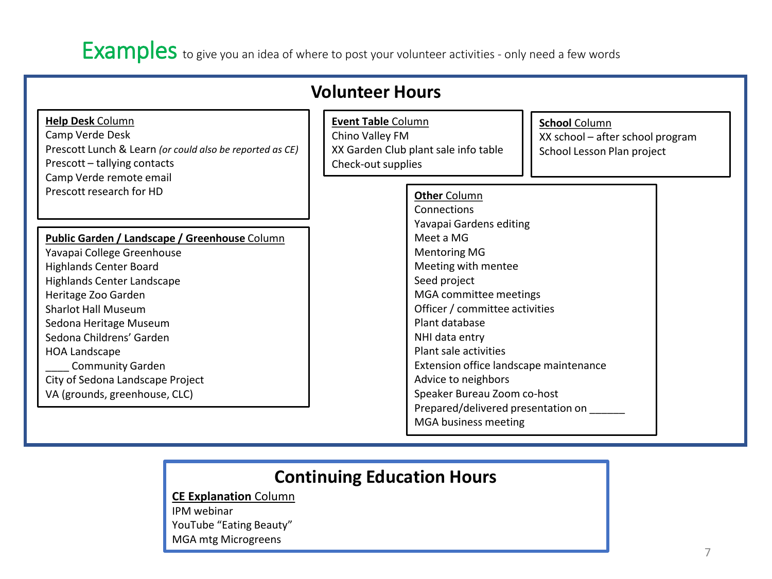# Examples

to give you an idea of where to post your volunteer activities - only need a few words

## Volunteer Hours

**Help Desk** Column

- Camp Verde Desk
- Prescott Lunch & Learn *(or could also be reported as CE)*
- Prescott – tallying contacts
- Camp Verde remote email
- Prescott research for HD

**Event Table** Column

- Chino Valley FM
- XX Garden Club plant sale info table
- Check-out supplies

**School** Column

- XX school – after school program
- School Lesson Plan project

**Public Garden / Landscape / Greenhouse** Column

- Yavapai College Greenhouse
- Highlands Center Board
- Highlands Center Landscape
- Heritage Zoo Garden
- Sharlot Hall Museum
- Sedona Heritage Museum
- Sedona Childrens' Garden
- HOA Landscape
- ____ Community Garden
- City of Sedona Landscape Project
- VA (grounds, greenhouse, CLC)

**Other** Column

- Connections
- Yavapai Gardens editing
- Meet a MG
- Mentoring MG
- Meeting with mentee
- Seed project
- MGA committee meetings
- Officer / committee activities
- Plant database
- NHI data entry
- Plant sale activities
- Extension office landscape maintenance
- Advice to neighbors
- Speaker Bureau Zoom co-host
- Prepared/delivered presentation on ______
- MGA business meeting

## Continuing Education Hours

**CE Explanation** Column

- IPM webinar
- YouTube "Eating Beauty"
- MGA mtg Microgreens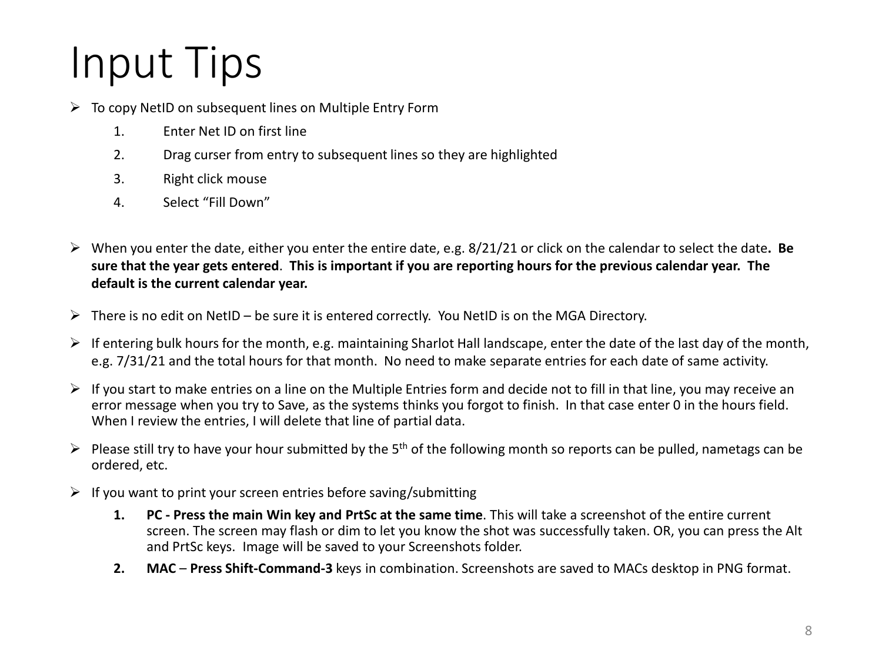# Input Tips

- To copy NetID on subsequent lines on Multiple Entry Form
    1. Enter Net ID on first line
    2. Drag curser from entry to subsequent lines so they are highlighted
    3. Right click mouse
    4. Select "Fill Down"

- When you enter the date, either you enter the entire date, e.g. 8/21/21 or click on the calendar to select the date**. Be sure that the year gets entered**. **This is important if you are reporting hours for the previous calendar year. The default is the current calendar year.**

- There is no edit on NetID – be sure it is entered correctly. You NetID is on the MGA Directory.

- If entering bulk hours for the month, e.g. maintaining Sharlot Hall landscape, enter the date of the last day of the month, e.g. 7/31/21 and the total hours for that month. No need to make separate entries for each date of same activity.

- If you start to make entries on a line on the Multiple Entries form and decide not to fill in that line, you may receive an error message when you try to Save, as the systems thinks you forgot to finish. In that case enter 0 in the hours field. When I review the entries, I will delete that line of partial data.

- Please still try to have your hour submitted by the 5th of the following month so reports can be pulled, nametags can be ordered, etc.

- If you want to print your screen entries before saving/submitting
    1. **PC - Press the main Win key and PrtSc at the same time**. This will take a screenshot of the entire current screen. The screen may flash or dim to let you know the shot was successfully taken. OR, you can press the Alt and PrtSc keys. Image will be saved to your Screenshots folder.
    2. **MAC** – **Press Shift-Command-3** keys in combination. Screenshots are saved to MACs desktop in PNG format.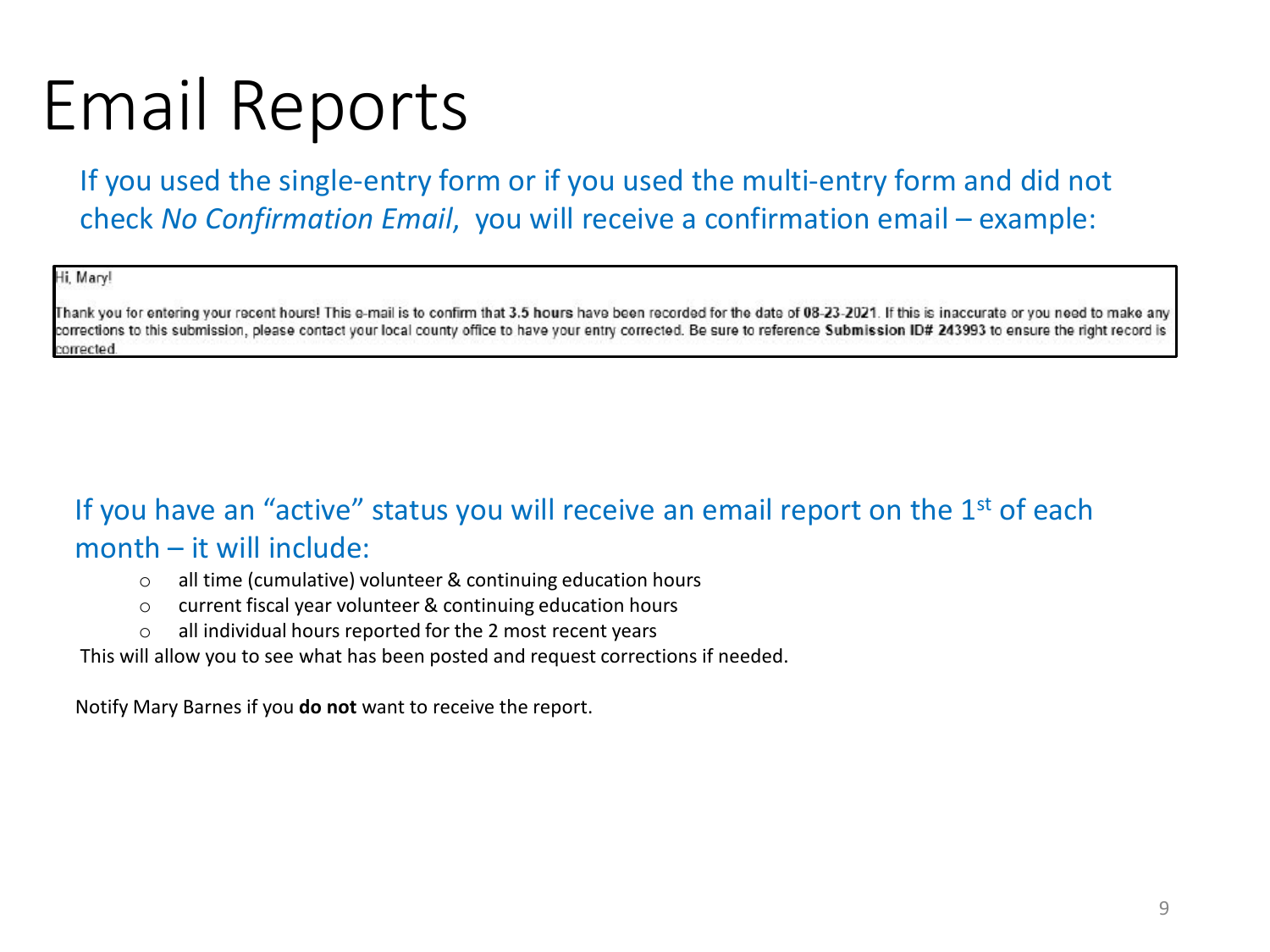# Email Reports

If you used the single-entry form or if you used the multi-entry form and did not check *No Confirmation Email*, you will receive a confirmation email – example:

> Hi, Mary!
>
> Thank you for entering your recent hours! This e-mail is to confirm that **3.5 hours** have been recorded for the date of **08-23-2021**. If this is inaccurate or you need to make any corrections to this submission, please contact your local county office to have your entry corrected. Be sure to reference **Submission ID# 243993** to ensure the right record is corrected.

If you have an "active" status you will receive an email report on the 1st of each month – it will include:

- all time (cumulative) volunteer & continuing education hours
- current fiscal year volunteer & continuing education hours
- all individual hours reported for the 2 most recent years

This will allow you to see what has been posted and request corrections if needed.

Notify Mary Barnes if you **do not** want to receive the report.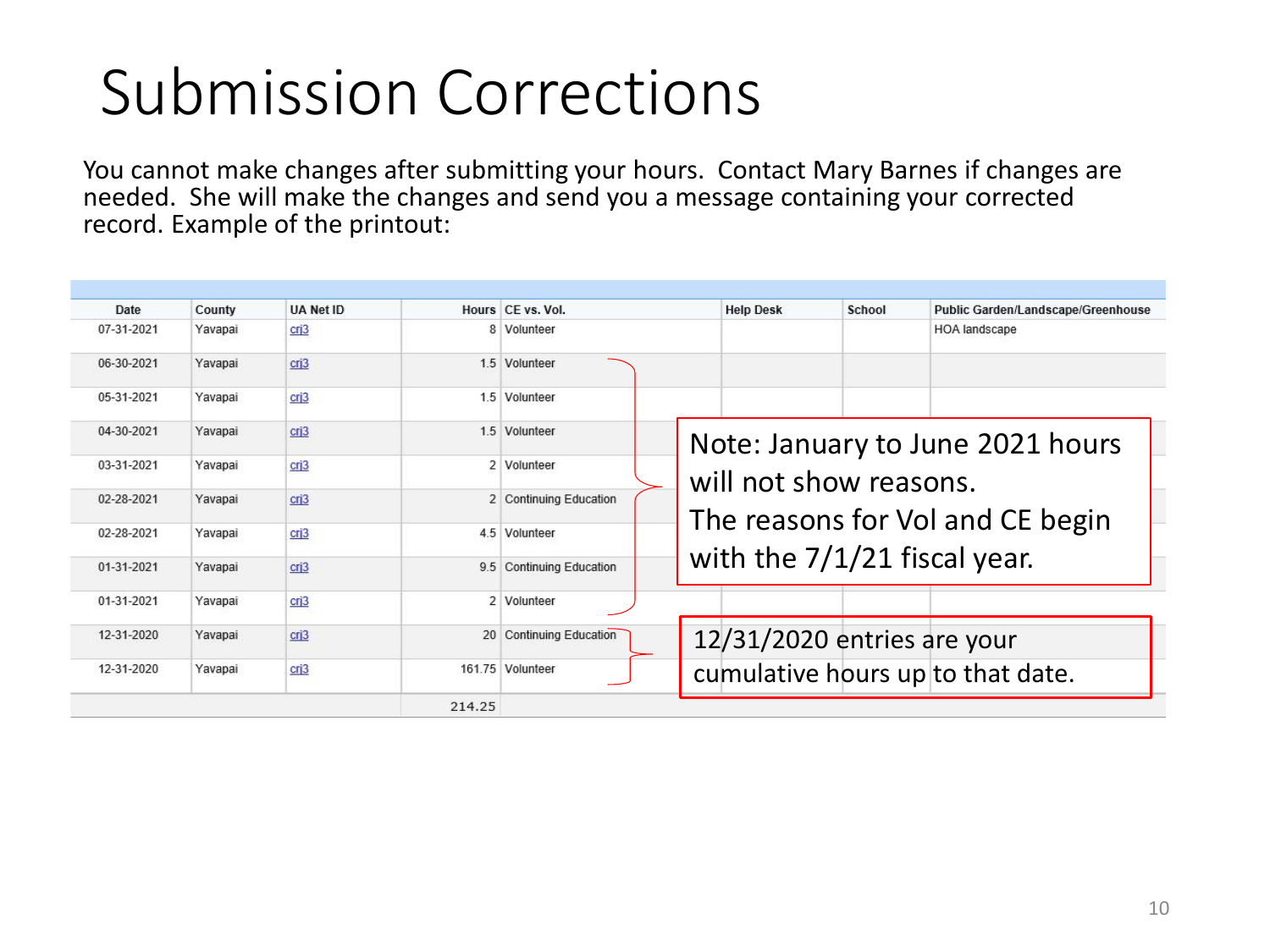# Submission Corrections

You cannot make changes after submitting your hours. Contact Mary Barnes if changes are needed. She will make the changes and send you a message containing your corrected record. Example of the printout:

| Date | County | UA Net ID | Hours | CE vs. Vol. | Help Desk | School | Public Garden/Landscape/Greenhouse |
|---|---|---|---|---|---|---|---|
| 07-31-2021 | Yavapai | cri3 | 8 | Volunteer | | | HOA landscape |
| 06-30-2021 | Yavapai | cri3 | 1.5 | Volunteer | | | |
| 05-31-2021 | Yavapai | cri3 | 1.5 | Volunteer | | | |
| 04-30-2021 | Yavapai | cri3 | 1.5 | Volunteer | | | |
| 03-31-2021 | Yavapai | cri3 | 2 | Volunteer | | | |
| 02-28-2021 | Yavapai | cri3 | 2 | Continuing Education | | | |
| 02-28-2021 | Yavapai | cri3 | 4.5 | Volunteer | | | |
| 01-31-2021 | Yavapai | cri3 | 9.5 | Continuing Education | | | |
| 01-31-2021 | Yavapai | cri3 | 2 | Volunteer | | | |
| 12-31-2020 | Yavapai | cri3 | 20 | Continuing Education | | | |
| 12-31-2020 | Yavapai | cri3 | 161.75 | Volunteer | | | |
| | | | 214.25 | | | | |

Note: January to June 2021 hours will not show reasons.
The reasons for Vol and CE begin with the 7/1/21 fiscal year.

12/31/2020 entries are your cumulative hours up to that date.